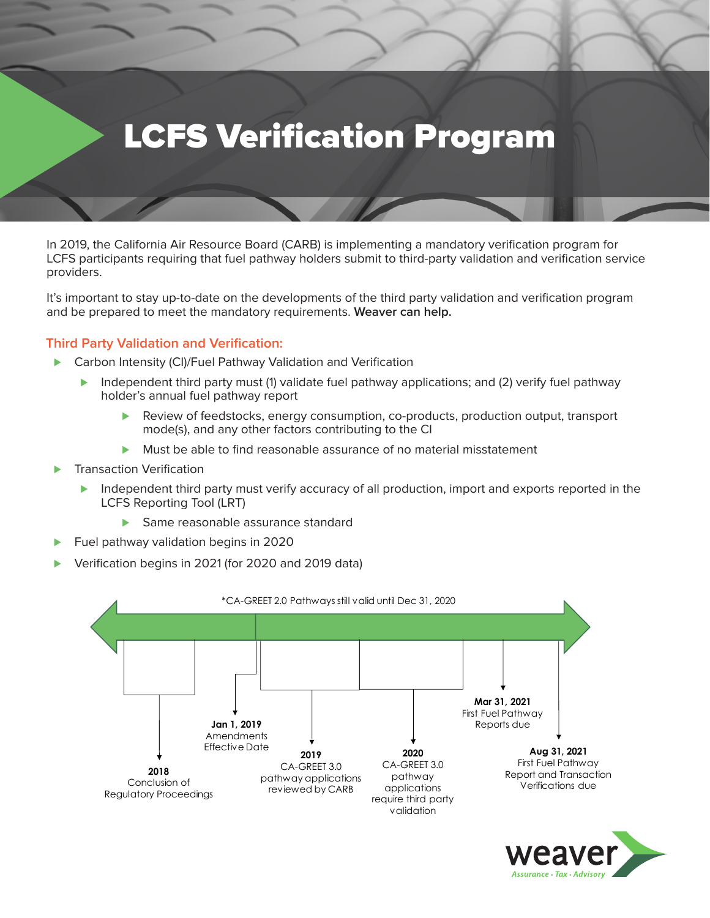# LCFS Verification Program

In 2019, the California Air Resource Board (CARB) is implementing a mandatory verification program for LCFS participants requiring that fuel pathway holders submit to third-party validation and verification service providers.

It's important to stay up-to-date on the developments of the third party validation and verification program and be prepared to meet the mandatory requirements. **Weaver can help.**

## Third Party Validation and Verification:

- Carbon Intensity (CI)/Fuel Pathway Validation and Verification
  - Independent third party must (1) validate fuel pathway applications; and (2) verify fuel pathway holder's annual fuel pathway report
    - Review of feedstocks, energy consumption, co-products, production output, transport mode(s), and any other factors contributing to the CI
    - Must be able to find reasonable assurance of no material misstatement
- Transaction Verification
  - Independent third party must verify accuracy of all production, import and exports reported in the LCFS Reporting Tool (LRT)
    - Same reasonable assurance standard
- Fuel pathway validation begins in 2020
- Verification begins in 2021 (for 2020 and 2019 data)

*CA-GREET 2.0 Pathways still valid until Dec 31, 2020

**2018**
Conclusion of Regulatory Proceedings

**Jan 1, 2019**
Amendments Effective Date

**2019**
CA-GREET 3.0 pathway applications reviewed by CARB

**2020**
CA-GREET 3.0 pathway applications require third party validation

**Mar 31, 2021**
First Fuel Pathway Reports due

**Aug 31, 2021**
First Fuel Pathway Report and Transaction Verifications due

weaver
Assurance · Tax · Advisory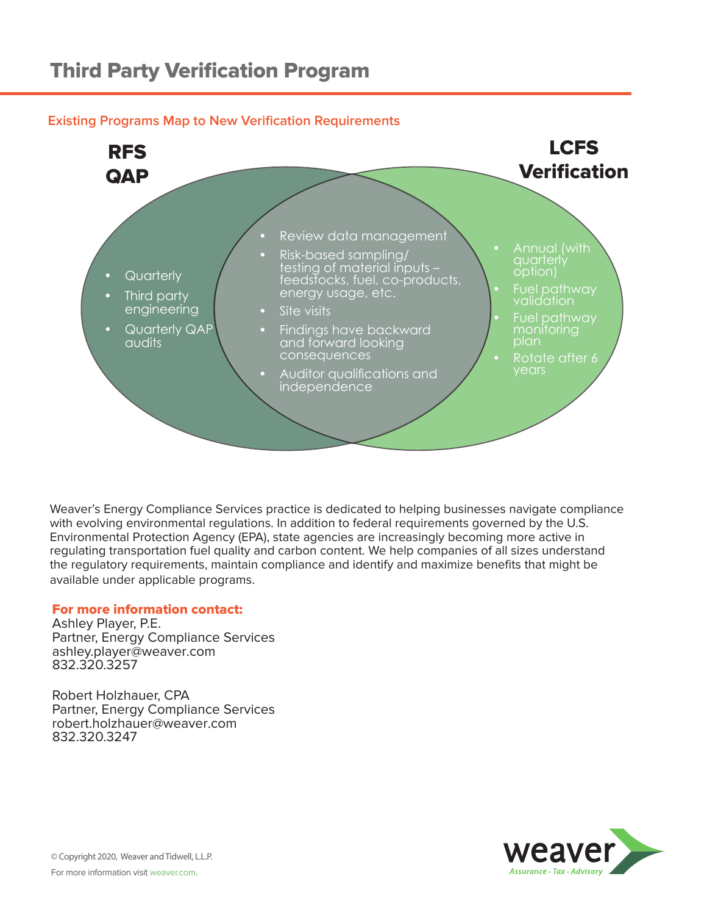## Third Party Verification Program

### Existing Programs Map to New Verification Requirements

RFS QAP

LCFS Verification

- Quarterly
- Third party engineering
- Quarterly QAP audits

- Review data management
- Risk-based sampling/testing of material inputs – feedstocks, fuel, co-products, energy usage, etc.
- Site visits
- Findings have backward and forward looking consequences
- Auditor qualifications and independence

- Annual (with quarterly option)
- Fuel pathway validation
- Fuel pathway monitoring plan
- Rotate after 6 years

Weaver's Energy Compliance Services practice is dedicated to helping businesses navigate compliance with evolving environmental regulations. In addition to federal requirements governed by the U.S. Environmental Protection Agency (EPA), state agencies are increasingly becoming more active in regulating transportation fuel quality and carbon content. We help companies of all sizes understand the regulatory requirements, maintain compliance and identify and maximize benefits that might be available under applicable programs.

**For more information contact:**

Ashley Player, P.E.
Partner, Energy Compliance Services
ashley.player@weaver.com
832.320.3257

Robert Holzhauer, CPA
Partner, Energy Compliance Services
robert.holzhauer@weaver.com
832.320.3247

© Copyright 2020, Weaver and Tidwell, L.L.P.

For more information visit weaver.com.

weaver
Assurance · Tax · Advisory